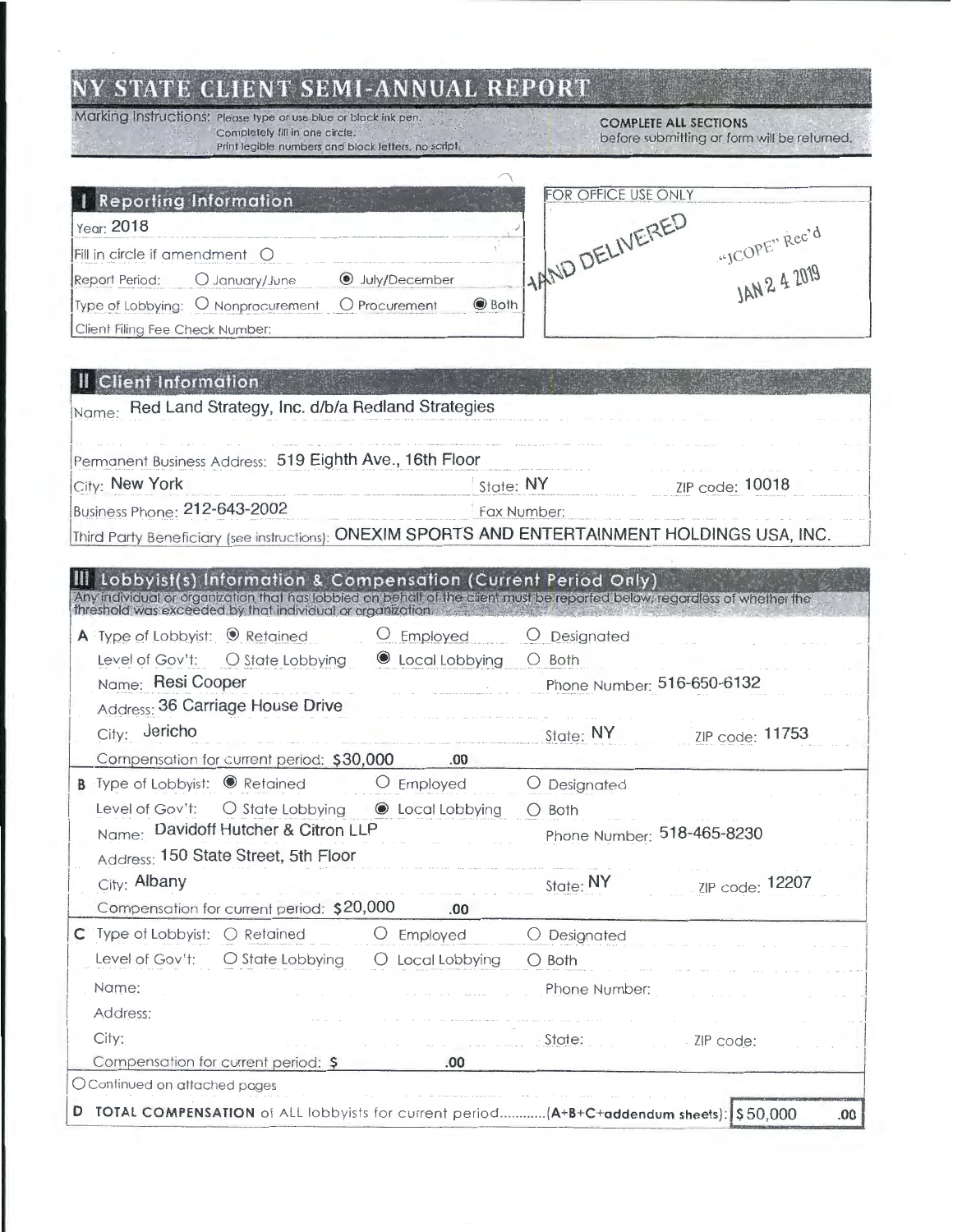# NY STATE CLIENT SEMI-ANNUAL REPORT

Marking Instructions: Please type or use blue or black ink pen. Completely fill in one circle. Print legible numbers and block letters, no script.

**COMPLETE ALL SECTIONS** before submitting or form will be returned.

## I Reporting Information

Year: 2018

Fill in circle if amendment ○

Report Period: ○ January/June ◉ July/December

Type of Lobbying: ○ Nonprocurement ○ Procurement ◉ Both

Client Filing Fee Check Number:

FOR OFFICE USE ONLY

HAND DELIVERED

"JCOPE" Rec'd JAN 24 2019

## II Client Information

Name: Red Land Strategy, Inc. d/b/a Redland Strategies

Permanent Business Address: 519 Eighth Ave., 16th Floor

City: New York State: NY ZIP code: 10018

Business Phone: 212-643-2002 Fax Number:

Third Party Beneficiary (see instructions): ONEXIM SPORTS AND ENTERTAINMENT HOLDINGS USA, INC.

## III Lobbyist(s) Information & Compensation (Current Period Only)

Any individual or organization that has lobbied on behalf of the client must be reported below, regardless of whether the threshold was exceeded by that individual or organization.

**A** Type of Lobbyist: ◉ Retained ○ Employed ○ Designated

Level of Gov't: ○ State Lobbying ◉ Local Lobbying ○ Both

Name: Resi Cooper Phone Number: 516-650-6132

Address: 36 Carriage House Drive

City: Jericho State: NY ZIP code: 11753

Compensation for current period: $30,000 .00

**B** Type of Lobbyist: ◉ Retained ○ Employed ○ Designated

Level of Gov't: ○ State Lobbying ◉ Local Lobbying ○ Both

Name: Davidoff Hutcher & Citron LLP Phone Number: 518-465-8230

Address: 150 State Street, 5th Floor

City: Albany State: NY ZIP code: 12207

Compensation for current period: $20,000 .00

**C** Type of Lobbyist: ○ Retained ○ Employed ○ Designated

Level of Gov't: ○ State Lobbying ○ Local Lobbying ○ Both

Name: Phone Number:

Address:

City: State: ZIP code:

Compensation for current period: $ .00

○ Continued on attached pages

**D TOTAL COMPENSATION** of ALL lobbyists for current period............(A+B+C+addendum sheets): $50,000 .00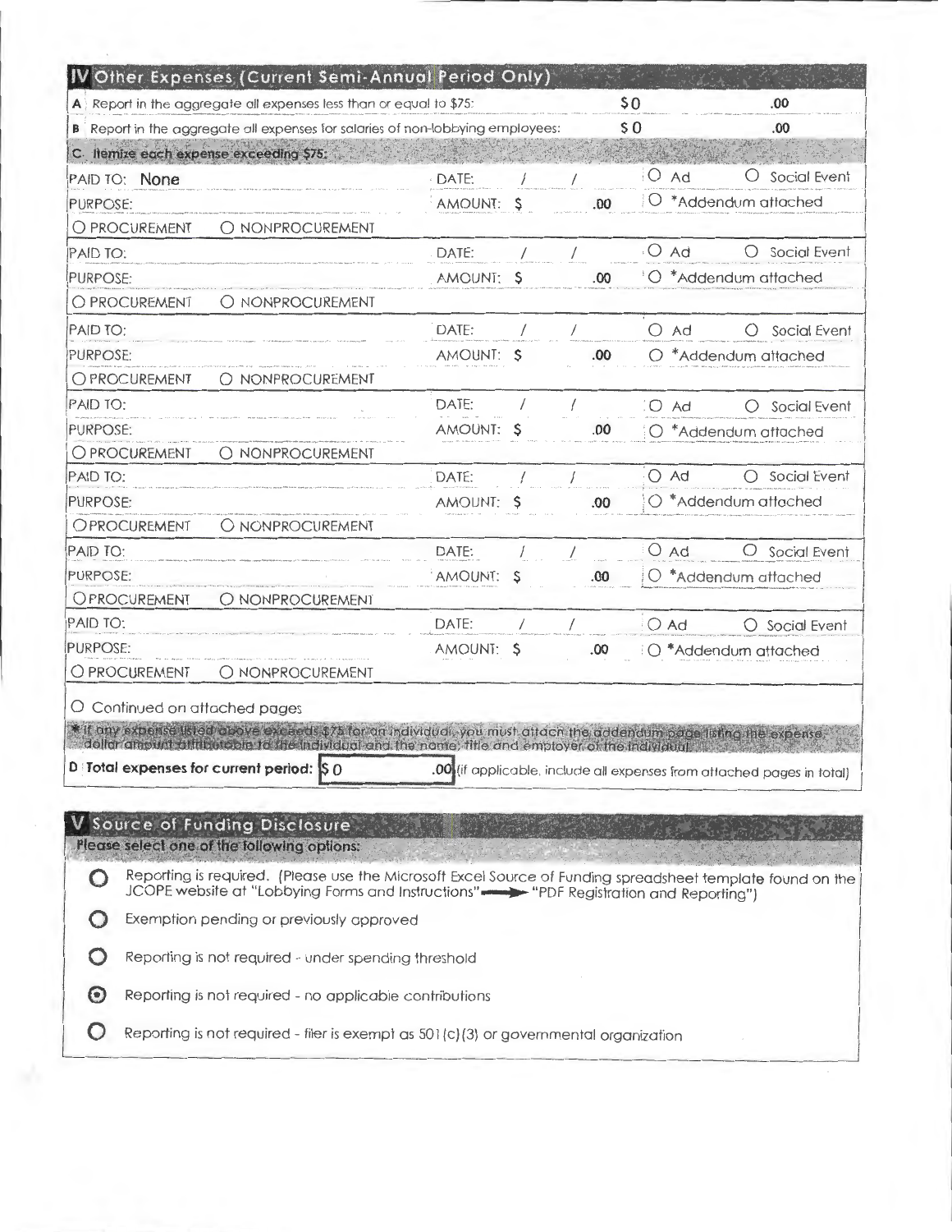## IV Other Expenses (Current Semi-Annual Period Only)

**A** Report in the aggregate all expenses less than or equal to $75: $0 .00

**B** Report in the aggregate all expenses for salaries of non-lobbying employees: $0 .00

**C. Itemize each expense exceeding $75:**

| | | |
|---|---|---|
| PAID TO: None | DATE: / / | O Ad O Social Event |
| PURPOSE: | AMOUNT: $ .00 | O *Addendum attached |
| O PROCUREMENT O NONPROCUREMENT | | |
| PAID TO: | DATE: / / | O Ad O Social Event |
| PURPOSE: | AMOUNT: $ .00 | O *Addendum attached |
| O PROCUREMENT O NONPROCUREMENT | | |
| PAID TO: | DATE: / / | O Ad O Social Event |
| PURPOSE: | AMOUNT: $ .00 | O *Addendum attached |
| O PROCUREMENT O NONPROCUREMENT | | |
| PAID TO: | DATE: / / | O Ad O Social Event |
| PURPOSE: | AMOUNT: $ .00 | O *Addendum attached |
| O PROCUREMENT O NONPROCUREMENT | | |
| PAID TO: | DATE: / / | O Ad O Social Event |
| PURPOSE: | AMOUNT: $ .00 | O *Addendum attached |
| O PROCUREMENT O NONPROCUREMENT | | |
| PAID TO: | DATE: / / | O Ad O Social Event |
| PURPOSE: | AMOUNT: $ .00 | O *Addendum attached |
| O PROCUREMENT O NONPROCUREMENT | | |
| PAID TO: | DATE: / / | O Ad O Social Event |
| PURPOSE: | AMOUNT: $ .00 | O *Addendum attached |
| O PROCUREMENT O NONPROCUREMENT | | |

O Continued on attached pages

* If any expense listed above exceeds $75 for an individual, you must attach the addendum page listing the expense, dollar amount attributable to the individual and the name, title and employer of the individual.

**D Total expenses for current period:** $0 .00 (if applicable, include all expenses from attached pages in total)

## V Source of Funding Disclosure

**Please select one of the following options:**

- O Reporting is required. (Please use the Microsoft Excel Source of Funding spreadsheet template found on the JCOPE website at "Lobbying Forms and Instructions" → "PDF Registration and Reporting")
- O Exemption pending or previously approved
- O Reporting is not required - under spending threshold
- ⦿ Reporting is not required - no applicable contributions
- O Reporting is not required - filer is exempt as 501(c)(3) or governmental organization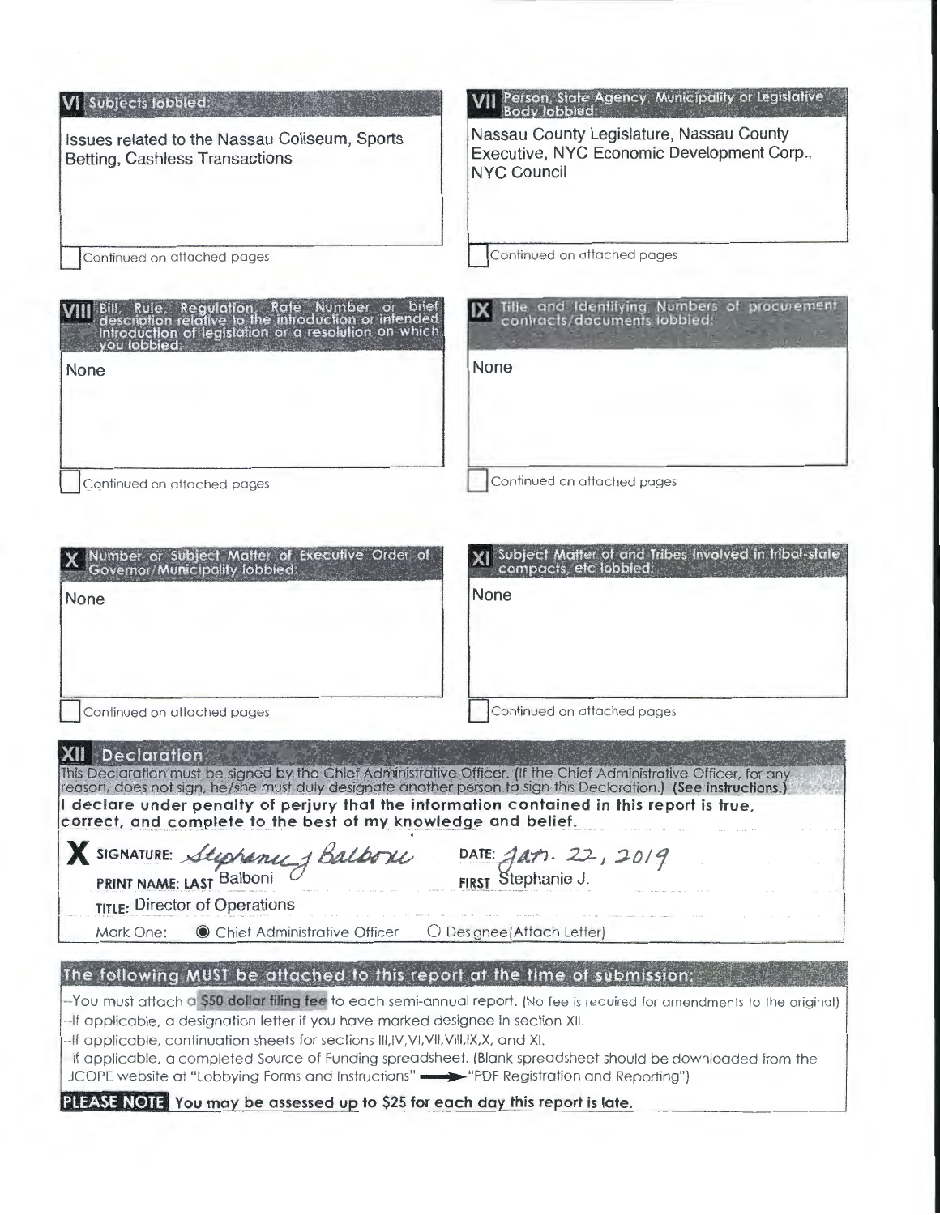## VI Subjects lobbied:

Issues related to the Nassau Coliseum, Sports Betting, Cashless Transactions

☐ Continued on attached pages

## VII Person, State Agency, Municipality or Legislative Body lobbied:

Nassau County Legislature, Nassau County Executive, NYC Economic Development Corp., NYC Council

☐ Continued on attached pages

## VIII Bill, Rule, Regulation, Rate Number or brief description relative to the introduction or intended introduction of legislation or a resolution on which you lobbied:

None

☐ Continued on attached pages

## IX Title and Identifying Numbers of procurement contracts/documents lobbied:

None

☐ Continued on attached pages

## X Number or Subject Matter of Executive Order of Governor/Municipality lobbied:

None

☐ Continued on attached pages

## XI Subject Matter of and Tribes involved in tribal-state compacts, etc lobbied:

None

☐ Continued on attached pages

## XII Declaration

This Declaration must be signed by the Chief Administrative Officer. (If the Chief Administrative Officer, for any reason, does not sign, he/she must duly designate another person to sign this Declaration.) **(See instructions.)**

**I declare under penalty of perjury that the information contained in this report is true, correct, and complete to the best of my knowledge and belief.**

**X** SIGNATURE: Stephanie J Balboni DATE: Jan. 22, 2019

PRINT NAME: LAST Balboni FIRST Stephanie J.

TITLE: Director of Operations

Mark One: ◉ Chief Administrative Officer ○ Designee(Attach Letter)

## The following MUST be attached to this report at the time of submission:

--You must attach a $50 dollar filing fee to each semi-annual report. (No fee is required for amendments to the original)

--If applicable, a designation letter if you have marked designee in section XII.

--If applicable, continuation sheets for sections III,IV,VI,VII,VIII,IX,X, and XI.

--If applicable, a completed Source of Funding spreadsheet. (Blank spreadsheet should be downloaded from the JCOPE website at "Lobbying Forms and Instructions" ⟶ "PDF Registration and Reporting")

**PLEASE NOTE** **You may be assessed up to $25 for each day this report is late.**